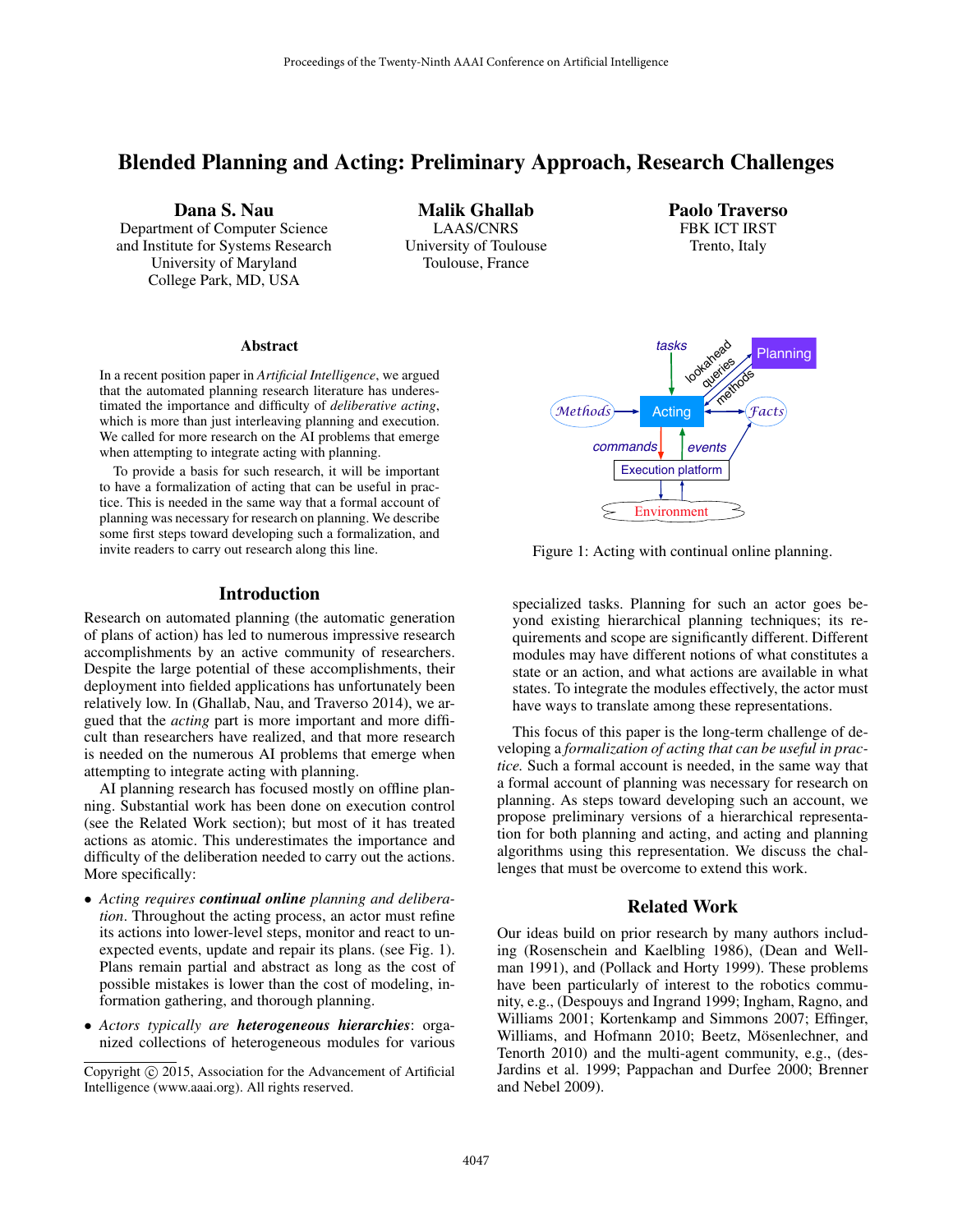# Blended Planning and Acting: Preliminary Approach, Research Challenges

**Dana S. Nau**
Department of Computer Science
and Institute for Systems Research
University of Maryland
College Park, MD, USA

**Malik Ghallab**
LAAS/CNRS
University of Toulouse
Toulouse, France

**Paolo Traverso**
FBK ICT IRST
Trento, Italy

## Abstract

In a recent position paper in *Artificial Intelligence*, we argued that the automated planning research literature has underestimated the importance and difficulty of *deliberative acting*, which is more than just interleaving planning and execution. We called for more research on the AI problems that emerge when attempting to integrate acting with planning.

To provide a basis for such research, it will be important to have a formalization of acting that can be useful in practice. This is needed in the same way that a formal account of planning was necessary for research on planning. We describe some first steps toward developing such a formalization, and invite readers to carry out research along this line.

## Introduction

Research on automated planning (the automatic generation of plans of action) has led to numerous impressive research accomplishments by an active community of researchers. Despite the large potential of these accomplishments, their deployment into fielded applications has unfortunately been relatively low. In (Ghallab, Nau, and Traverso 2014), we argued that the *acting* part is more important and more difficult than researchers have realized, and that more research is needed on the numerous AI problems that emerge when attempting to integrate acting with planning.

AI planning research has focused mostly on offline planning. Substantial work has been done on execution control (see the Related Work section); but most of it has treated actions as atomic. This underestimates the importance and difficulty of the deliberation needed to carry out the actions. More specifically:

- *Acting requires* ***continual online*** *planning and deliberation*. Throughout the acting process, an actor must refine its actions into lower-level steps, monitor and react to unexpected events, update and repair its plans. (see Fig. 1). Plans remain partial and abstract as long as the cost of possible mistakes is lower than the cost of modeling, information gathering, and thorough planning.
- *Actors typically are* ***heterogeneous hierarchies***: organized collections of heterogeneous modules for various specialized tasks. Planning for such an actor goes beyond existing hierarchical planning techniques; its requirements and scope are significantly different. Different modules may have different notions of what constitutes a state or an action, and what actions are available in what states. To integrate the modules effectively, the actor must have ways to translate among these representations.

Figure 1: Acting with continual online planning.

This focus of this paper is the long-term challenge of developing a *formalization of acting that can be useful in practice.* Such a formal account is needed, in the same way that a formal account of planning was necessary for research on planning. As steps toward developing such an account, we propose preliminary versions of a hierarchical representation for both planning and acting, and acting and planning algorithms using this representation. We discuss the challenges that must be overcome to extend this work.

## Related Work

Our ideas build on prior research by many authors including (Rosenschein and Kaelbling 1986), (Dean and Wellman 1991), and (Pollack and Horty 1999). These problems have been particularly of interest to the robotics community, e.g., (Despouys and Ingrand 1999; Ingham, Ragno, and Williams 2001; Kortenkamp and Simmons 2007; Effinger, Williams, and Hofmann 2010; Beetz, Mösenlechner, and Tenorth 2010) and the multi-agent community, e.g., (desJardins et al. 1999; Pappachan and Durfee 2000; Brenner and Nebel 2009).

Copyright © 2015, Association for the Advancement of Artificial Intelligence (www.aaai.org). All rights reserved.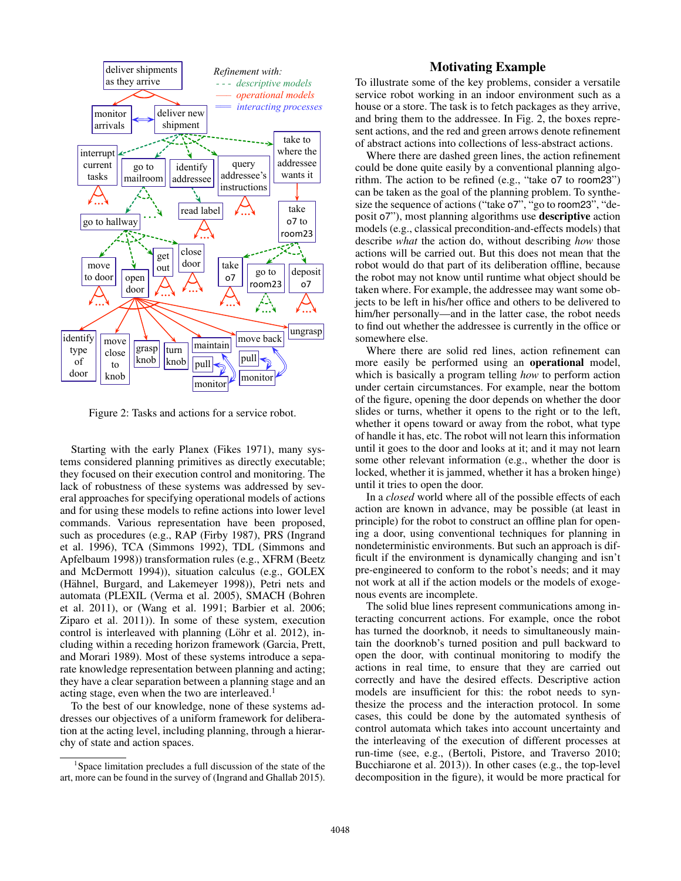Figure 2: Tasks and actions for a service robot.

Starting with the early Planex (Fikes 1971), many systems considered planning primitives as directly executable; they focused on their execution control and monitoring. The lack of robustness of these systems was addressed by several approaches for specifying operational models of actions and for using these models to refine actions into lower level commands. Various representation have been proposed, such as procedures (e.g., RAP (Firby 1987), PRS (Ingrand et al. 1996), TCA (Simmons 1992), TDL (Simmons and Apfelbaum 1998)) transformation rules (e.g., XFRM (Beetz and McDermott 1994)), situation calculus (e.g., GOLEX (Hähnel, Burgard, and Lakemeyer 1998)), Petri nets and automata (PLEXIL (Verma et al. 2005), SMACH (Bohren et al. 2011), or (Wang et al. 1991; Barbier et al. 2006; Ziparo et al. 2011)). In some of these system, execution control is interleaved with planning (Löhr et al. 2012), including within a receding horizon framework (Garcia, Prett, and Morari 1989). Most of these systems introduce a separate knowledge representation between planning and acting; they have a clear separation between a planning stage and an acting stage, even when the two are interleaved.[1]

To the best of our knowledge, none of these systems addresses our objectives of a uniform framework for deliberation at the acting level, including planning, through a hierarchy of state and action spaces.

[1]Space limitation precludes a full discussion of the state of the art, more can be found in the survey of (Ingrand and Ghallab 2015).

## Motivating Example

To illustrate some of the key problems, consider a versatile service robot working in an indoor environment such as a house or a store. The task is to fetch packages as they arrive, and bring them to the addressee. In Fig. 2, the boxes represent actions, and the red and green arrows denote refinement of abstract actions into collections of less-abstract actions.

Where there are dashed green lines, the action refinement could be done quite easily by a conventional planning algorithm. The action to be refined (e.g., "take o7 to room23") can be taken as the goal of the planning problem. To synthesize the sequence of actions ("take o7", "go to room23", "deposit o7"), most planning algorithms use **descriptive** action models (e.g., classical precondition-and-effects models) that describe *what* the action do, without describing *how* those actions will be carried out. But this does not mean that the robot would do that part of its deliberation offline, because the robot may not know until runtime what object should be taken where. For example, the addressee may want some objects to be left in his/her office and others to be delivered to him/her personally—and in the latter case, the robot needs to find out whether the addressee is currently in the office or somewhere else.

Where there are solid red lines, action refinement can more easily be performed using an **operational** model, which is basically a program telling *how* to perform action under certain circumstances. For example, near the bottom of the figure, opening the door depends on whether the door slides or turns, whether it opens to the right or to the left, whether it opens toward or away from the robot, what type of handle it has, etc. The robot will not learn this information until it goes to the door and looks at it; and it may not learn some other relevant information (e.g., whether the door is locked, whether it is jammed, whether it has a broken hinge) until it tries to open the door.

In a *closed* world where all of the possible effects of each action are known in advance, may be possible (at least in principle) for the robot to construct an offline plan for opening a door, using conventional techniques for planning in nondeterministic environments. But such an approach is difficult if the environment is dynamically changing and isn't pre-engineered to conform to the robot's needs; and it may not work at all if the action models or the models of exogenous events are incomplete.

The solid blue lines represent communications among interacting concurrent actions. For example, once the robot has turned the doorknob, it needs to simultaneously maintain the doorknob's turned position and pull backward to open the door, with continual monitoring to modify the actions in real time, to ensure that they are carried out correctly and have the desired effects. Descriptive action models are insufficient for this: the robot needs to synthesize the process and the interaction protocol. In some cases, this could be done by the automated synthesis of control automata which takes into account uncertainty and the interleaving of the execution of different processes at run-time (see, e.g., (Bertoli, Pistore, and Traverso 2010; Bucchiarone et al. 2013)). In other cases (e.g., the top-level decomposition in the figure), it would be more practical for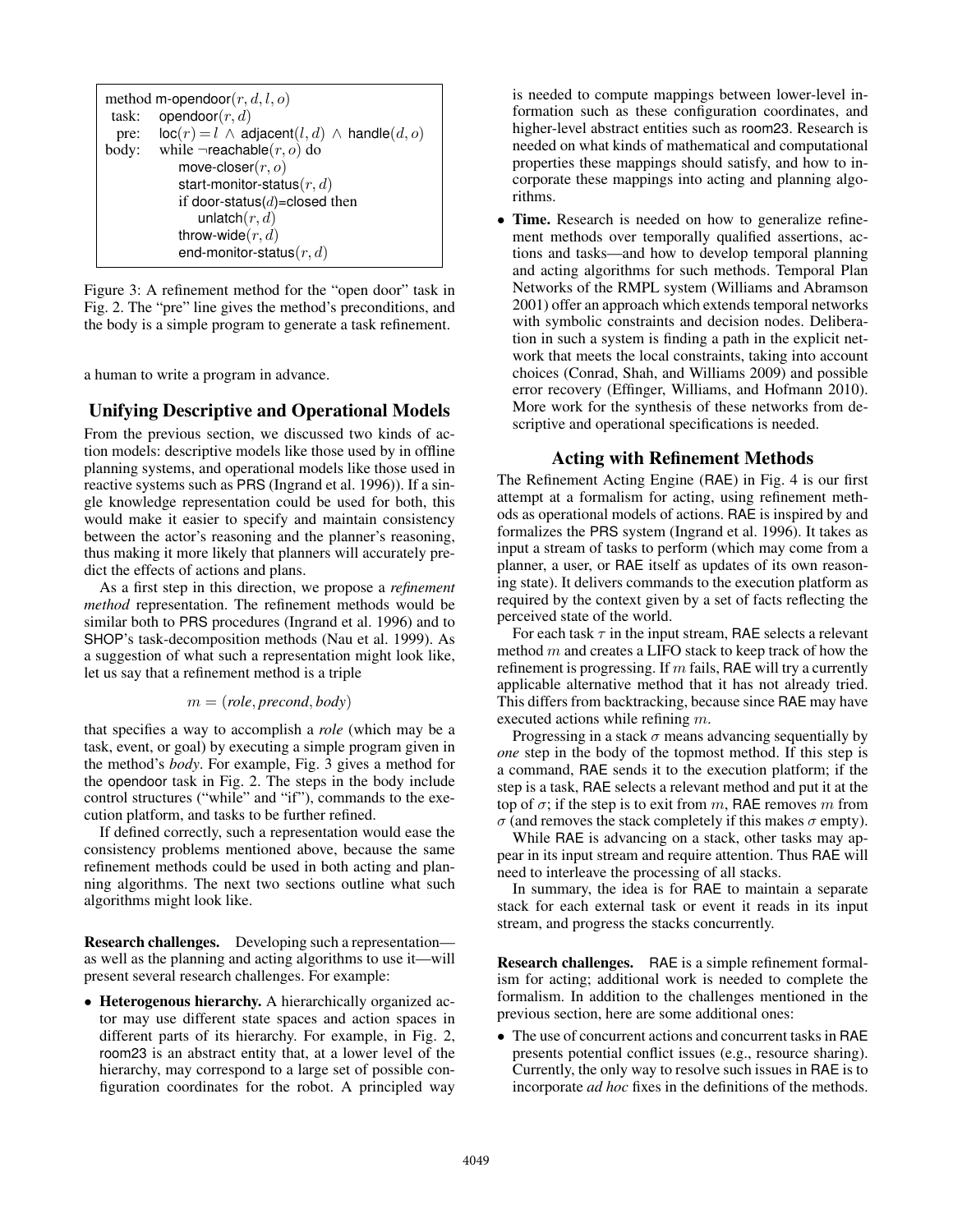```
method m-opendoor(r, d, l, o)
 task:   opendoor(r, d)
  pre:   loc(r) = l ∧ adjacent(l, d) ∧ handle(d, o)
body:    while ¬reachable(r, o) do
             move-closer(r, o)
             start-monitor-status(r, d)
             if door-status(d)=closed then
                 unlatch(r, d)
             throw-wide(r, d)
             end-monitor-status(r, d)
```

Figure 3: A refinement method for the "open door" task in Fig. 2. The "pre" line gives the method's preconditions, and the body is a simple program to generate a task refinement.

a human to write a program in advance.

## Unifying Descriptive and Operational Models

From the previous section, we discussed two kinds of action models: descriptive models like those used by in offline planning systems, and operational models like those used in reactive systems such as PRS (Ingrand et al. 1996)). If a single knowledge representation could be used for both, this would make it easier to specify and maintain consistency between the actor's reasoning and the planner's reasoning, thus making it more likely that planners will accurately predict the effects of actions and plans.

As a first step in this direction, we propose a *refinement method* representation. The refinement methods would be similar both to PRS procedures (Ingrand et al. 1996) and to SHOP's task-decomposition methods (Nau et al. 1999). As a suggestion of what such a representation might look like, let us say that a refinement method is a triple

$$m = (\textit{role}, \textit{precond}, \textit{body})$$

that specifies a way to accomplish a *role* (which may be a task, event, or goal) by executing a simple program given in the method's *body*. For example, Fig. 3 gives a method for the opendoor task in Fig. 2. The steps in the body include control structures ("while" and "if"), commands to the execution platform, and tasks to be further refined.

If defined correctly, such a representation would ease the consistency problems mentioned above, because the same refinement methods could be used in both acting and planning algorithms. The next two sections outline what such algorithms might look like.

**Research challenges.** Developing such a representation—as well as the planning and acting algorithms to use it—will present several research challenges. For example:

- **Heterogenous hierarchy.** A hierarchically organized actor may use different state spaces and action spaces in different parts of its hierarchy. For example, in Fig. 2, room23 is an abstract entity that, at a lower level of the hierarchy, may correspond to a large set of possible configuration coordinates for the robot. A principled way is needed to compute mappings between lower-level information such as these configuration coordinates, and higher-level abstract entities such as room23. Research is needed on what kinds of mathematical and computational properties these mappings should satisfy, and how to incorporate these mappings into acting and planning algorithms.
- **Time.** Research is needed on how to generalize refinement methods over temporally qualified assertions, actions and tasks—and how to develop temporal planning and acting algorithms for such methods. Temporal Plan Networks of the RMPL system (Williams and Abramson 2001) offer an approach which extends temporal networks with symbolic constraints and decision nodes. Deliberation in such a system is finding a path in the explicit network that meets the local constraints, taking into account choices (Conrad, Shah, and Williams 2009) and possible error recovery (Effinger, Williams, and Hofmann 2010). More work for the synthesis of these networks from descriptive and operational specifications is needed.

## Acting with Refinement Methods

The Refinement Acting Engine (RAE) in Fig. 4 is our first attempt at a formalism for acting, using refinement methods as operational models of actions. RAE is inspired by and formalizes the PRS system (Ingrand et al. 1996). It takes as input a stream of tasks to perform (which may come from a planner, a user, or RAE itself as updates of its own reasoning state). It delivers commands to the execution platform as required by the context given by a set of facts reflecting the perceived state of the world.

For each task $\tau$ in the input stream, RAE selects a relevant method $m$ and creates a LIFO stack to keep track of how the refinement is progressing. If $m$ fails, RAE will try a currently applicable alternative method that it has not already tried. This differs from backtracking, because since RAE may have executed actions while refining $m$.

Progressing in a stack $\sigma$ means advancing sequentially by *one* step in the body of the topmost method. If this step is a command, RAE sends it to the execution platform; if the step is a task, RAE selects a relevant method and put it at the top of $\sigma$; if the step is to exit from $m$, RAE removes $m$ from $\sigma$ (and removes the stack completely if this makes $\sigma$ empty).

While RAE is advancing on a stack, other tasks may appear in its input stream and require attention. Thus RAE will need to interleave the processing of all stacks.

In summary, the idea is for RAE to maintain a separate stack for each external task or event it reads in its input stream, and progress the stacks concurrently.

**Research challenges.** RAE is a simple refinement formalism for acting; additional work is needed to complete the formalism. In addition to the challenges mentioned in the previous section, here are some additional ones:

- The use of concurrent actions and concurrent tasks in RAE presents potential conflict issues (e.g., resource sharing). Currently, the only way to resolve such issues in RAE is to incorporate *ad hoc* fixes in the definitions of the methods.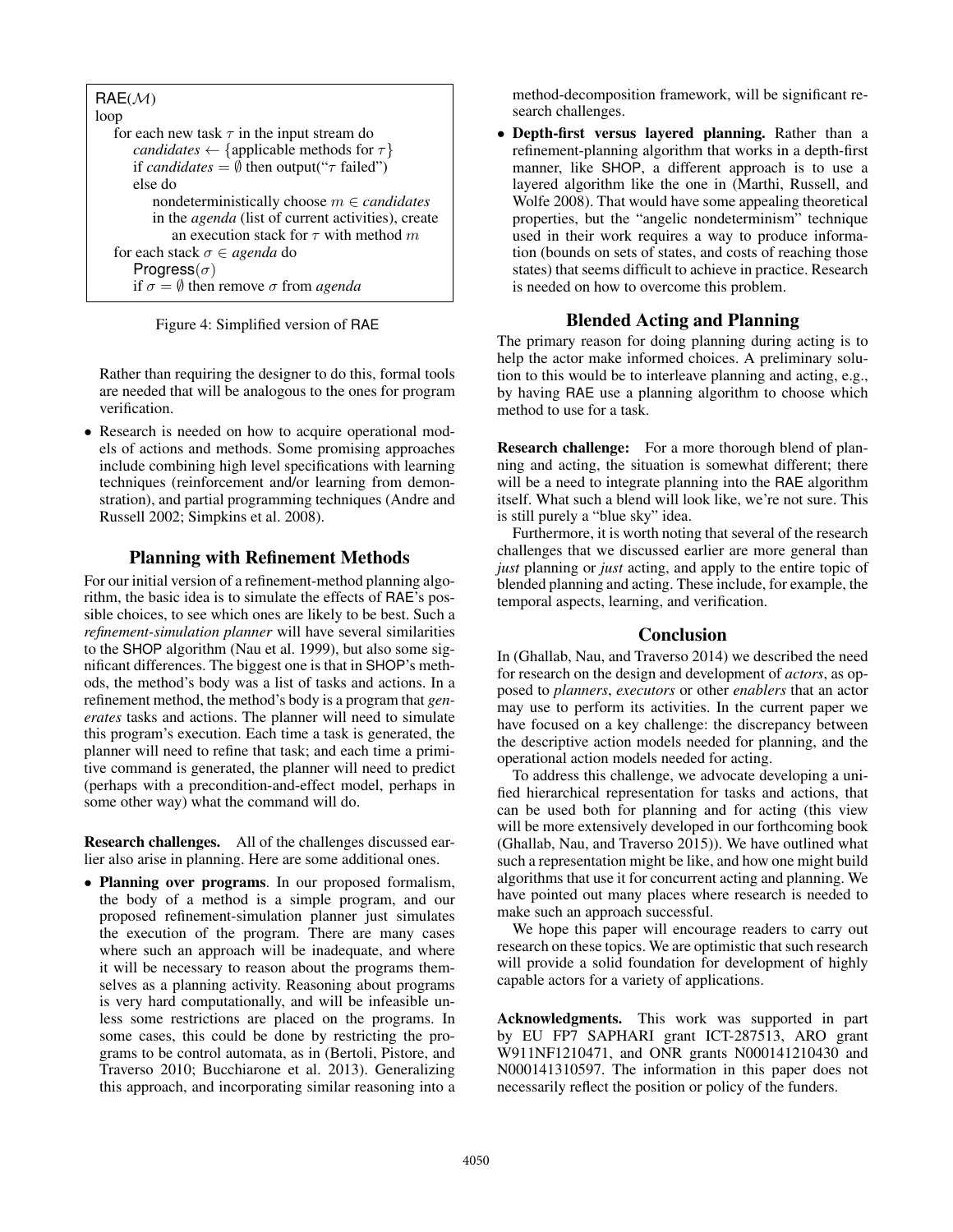```
RAE(M)
loop
    for each new task τ in the input stream do
        candidates ← {applicable methods for τ}
        if candidates = ∅ then output("τ failed")
        else do
            nondeterministically choose m ∈ candidates
            in the agenda (list of current activities), create
                an execution stack for τ with method m
    for each stack σ ∈ agenda do
        Progress(σ)
        if σ = ∅ then remove σ from agenda
```

Figure 4: Simplified version of RAE

Rather than requiring the designer to do this, formal tools are needed that will be analogous to the ones for program verification.

- Research is needed on how to acquire operational models of actions and methods. Some promising approaches include combining high level specifications with learning techniques (reinforcement and/or learning from demonstration), and partial programming techniques (Andre and Russell 2002; Simpkins et al. 2008).

## Planning with Refinement Methods

For our initial version of a refinement-method planning algorithm, the basic idea is to simulate the effects of RAE's possible choices, to see which ones are likely to be best. Such a *refinement-simulation planner* will have several similarities to the SHOP algorithm (Nau et al. 1999), but also some significant differences. The biggest one is that in SHOP's methods, the method's body was a list of tasks and actions. In a refinement method, the method's body is a program that *generates* tasks and actions. The planner will need to simulate this program's execution. Each time a task is generated, the planner will need to refine that task; and each time a primitive command is generated, the planner will need to predict (perhaps with a precondition-and-effect model, perhaps in some other way) what the command will do.

**Research challenges.** All of the challenges discussed earlier also arise in planning. Here are some additional ones.

- **Planning over programs**. In our proposed formalism, the body of a method is a simple program, and our proposed refinement-simulation planner just simulates the execution of the program. There are many cases where such an approach will be inadequate, and where it will be necessary to reason about the programs themselves as a planning activity. Reasoning about programs is very hard computationally, and will be infeasible unless some restrictions are placed on the programs. In some cases, this could be done by restricting the programs to be control automata, as in (Bertoli, Pistore, and Traverso 2010; Bucchiarone et al. 2013). Generalizing this approach, and incorporating similar reasoning into a method-decomposition framework, will be significant research challenges.
- **Depth-first versus layered planning.** Rather than a refinement-planning algorithm that works in a depth-first manner, like SHOP, a different approach is to use a layered algorithm like the one in (Marthi, Russell, and Wolfe 2008). That would have some appealing theoretical properties, but the "angelic nondeterminism" technique used in their work requires a way to produce information (bounds on sets of states, and costs of reaching those states) that seems difficult to achieve in practice. Research is needed on how to overcome this problem.

## Blended Acting and Planning

The primary reason for doing planning during acting is to help the actor make informed choices. A preliminary solution to this would be to interleave planning and acting, e.g., by having RAE use a planning algorithm to choose which method to use for a task.

**Research challenge:** For a more thorough blend of planning and acting, the situation is somewhat different; there will be a need to integrate planning into the RAE algorithm itself. What such a blend will look like, we're not sure. This is still purely a "blue sky" idea.

Furthermore, it is worth noting that several of the research challenges that we discussed earlier are more general than *just* planning or *just* acting, and apply to the entire topic of blended planning and acting. These include, for example, the temporal aspects, learning, and verification.

## Conclusion

In (Ghallab, Nau, and Traverso 2014) we described the need for research on the design and development of *actors*, as opposed to *planners*, *executors* or other *enablers* that an actor may use to perform its activities. In the current paper we have focused on a key challenge: the discrepancy between the descriptive action models needed for planning, and the operational action models needed for acting.

To address this challenge, we advocate developing a unified hierarchical representation for tasks and actions, that can be used both for planning and for acting (this view will be more extensively developed in our forthcoming book (Ghallab, Nau, and Traverso 2015)). We have outlined what such a representation might be like, and how one might build algorithms that use it for concurrent acting and planning. We have pointed out many places where research is needed to make such an approach successful.

We hope this paper will encourage readers to carry out research on these topics. We are optimistic that such research will provide a solid foundation for development of highly capable actors for a variety of applications.

**Acknowledgments.** This work was supported in part by EU FP7 SAPHARI grant ICT-287513, ARO grant W911NF1210471, and ONR grants N000141210430 and N000141310597. The information in this paper does not necessarily reflect the position or policy of the funders.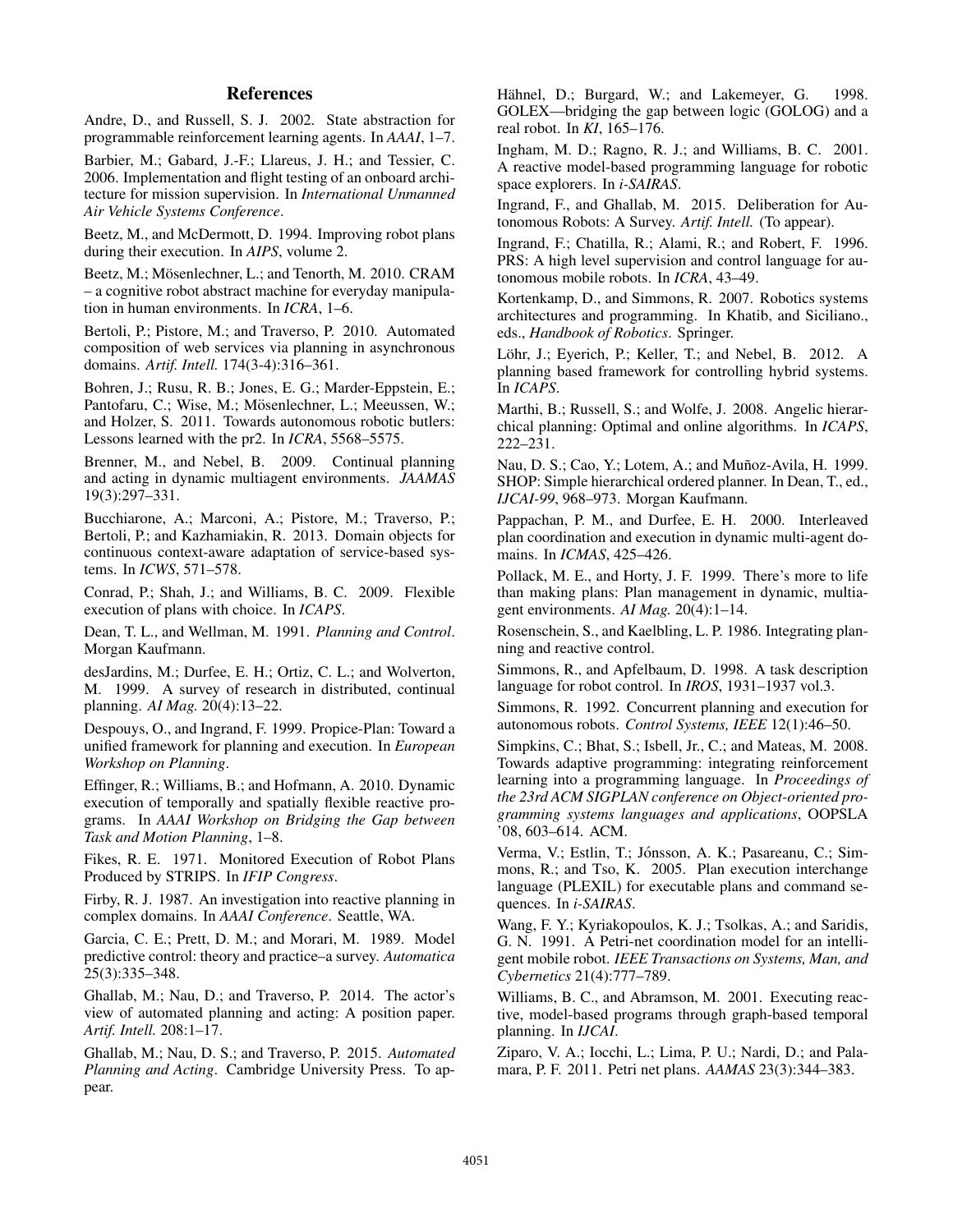## References

Andre, D., and Russell, S. J. 2002. State abstraction for programmable reinforcement learning agents. In *AAAI*, 1–7.

Barbier, M.; Gabard, J.-F.; Llareus, J. H.; and Tessier, C. 2006. Implementation and flight testing of an onboard architecture for mission supervision. In *International Unmanned Air Vehicle Systems Conference*.

Beetz, M., and McDermott, D. 1994. Improving robot plans during their execution. In *AIPS*, volume 2.

Beetz, M.; Mösenlechner, L.; and Tenorth, M. 2010. CRAM – a cognitive robot abstract machine for everyday manipulation in human environments. In *ICRA*, 1–6.

Bertoli, P.; Pistore, M.; and Traverso, P. 2010. Automated composition of web services via planning in asynchronous domains. *Artif. Intell.* 174(3-4):316–361.

Bohren, J.; Rusu, R. B.; Jones, E. G.; Marder-Eppstein, E.; Pantofaru, C.; Wise, M.; Mösenlechner, L.; Meeussen, W.; and Holzer, S. 2011. Towards autonomous robotic butlers: Lessons learned with the pr2. In *ICRA*, 5568–5575.

Brenner, M., and Nebel, B. 2009. Continual planning and acting in dynamic multiagent environments. *JAAMAS* 19(3):297–331.

Bucchiarone, A.; Marconi, A.; Pistore, M.; Traverso, P.; Bertoli, P.; and Kazhamiakin, R. 2013. Domain objects for continuous context-aware adaptation of service-based systems. In *ICWS*, 571–578.

Conrad, P.; Shah, J.; and Williams, B. C. 2009. Flexible execution of plans with choice. In *ICAPS*.

Dean, T. L., and Wellman, M. 1991. *Planning and Control*. Morgan Kaufmann.

desJardins, M.; Durfee, E. H.; Ortiz, C. L.; and Wolverton, M. 1999. A survey of research in distributed, continual planning. *AI Mag.* 20(4):13–22.

Despouys, O., and Ingrand, F. 1999. Propice-Plan: Toward a unified framework for planning and execution. In *European Workshop on Planning*.

Effinger, R.; Williams, B.; and Hofmann, A. 2010. Dynamic execution of temporally and spatially flexible reactive programs. In *AAAI Workshop on Bridging the Gap between Task and Motion Planning*, 1–8.

Fikes, R. E. 1971. Monitored Execution of Robot Plans Produced by STRIPS. In *IFIP Congress*.

Firby, R. J. 1987. An investigation into reactive planning in complex domains. In *AAAI Conference*. Seattle, WA.

Garcia, C. E.; Prett, D. M.; and Morari, M. 1989. Model predictive control: theory and practice–a survey. *Automatica* 25(3):335–348.

Ghallab, M.; Nau, D.; and Traverso, P. 2014. The actor's view of automated planning and acting: A position paper. *Artif. Intell.* 208:1–17.

Ghallab, M.; Nau, D. S.; and Traverso, P. 2015. *Automated Planning and Acting*. Cambridge University Press. To appear.

Hähnel, D.; Burgard, W.; and Lakemeyer, G. 1998. GOLEX—bridging the gap between logic (GOLOG) and a real robot. In *KI*, 165–176.

Ingham, M. D.; Ragno, R. J.; and Williams, B. C. 2001. A reactive model-based programming language for robotic space explorers. In *i-SAIRAS*.

Ingrand, F., and Ghallab, M. 2015. Deliberation for Autonomous Robots: A Survey. *Artif. Intell.* (To appear).

Ingrand, F.; Chatilla, R.; Alami, R.; and Robert, F. 1996. PRS: A high level supervision and control language for autonomous mobile robots. In *ICRA*, 43–49.

Kortenkamp, D., and Simmons, R. 2007. Robotics systems architectures and programming. In Khatib, and Siciliano., eds., *Handbook of Robotics*. Springer.

Löhr, J.; Eyerich, P.; Keller, T.; and Nebel, B. 2012. A planning based framework for controlling hybrid systems. In *ICAPS*.

Marthi, B.; Russell, S.; and Wolfe, J. 2008. Angelic hierarchical planning: Optimal and online algorithms. In *ICAPS*, 222–231.

Nau, D. S.; Cao, Y.; Lotem, A.; and Muñoz-Avila, H. 1999. SHOP: Simple hierarchical ordered planner. In Dean, T., ed., *IJCAI-99*, 968–973. Morgan Kaufmann.

Pappachan, P. M., and Durfee, E. H. 2000. Interleaved plan coordination and execution in dynamic multi-agent domains. In *ICMAS*, 425–426.

Pollack, M. E., and Horty, J. F. 1999. There's more to life than making plans: Plan management in dynamic, multiagent environments. *AI Mag.* 20(4):1–14.

Rosenschein, S., and Kaelbling, L. P. 1986. Integrating planning and reactive control.

Simmons, R., and Apfelbaum, D. 1998. A task description language for robot control. In *IROS*, 1931–1937 vol.3.

Simmons, R. 1992. Concurrent planning and execution for autonomous robots. *Control Systems, IEEE* 12(1):46–50.

Simpkins, C.; Bhat, S.; Isbell, Jr., C.; and Mateas, M. 2008. Towards adaptive programming: integrating reinforcement learning into a programming language. In *Proceedings of the 23rd ACM SIGPLAN conference on Object-oriented programming systems languages and applications*, OOPSLA '08, 603–614. ACM.

Verma, V.; Estlin, T.; Jónsson, A. K.; Pasareanu, C.; Simmons, R.; and Tso, K. 2005. Plan execution interchange language (PLEXIL) for executable plans and command sequences. In *i-SAIRAS*.

Wang, F. Y.; Kyriakopoulos, K. J.; Tsolkas, A.; and Saridis, G. N. 1991. A Petri-net coordination model for an intelligent mobile robot. *IEEE Transactions on Systems, Man, and Cybernetics* 21(4):777–789.

Williams, B. C., and Abramson, M. 2001. Executing reactive, model-based programs through graph-based temporal planning. In *IJCAI*.

Ziparo, V. A.; Iocchi, L.; Lima, P. U.; Nardi, D.; and Palamara, P. F. 2011. Petri net plans. *AAMAS* 23(3):344–383.